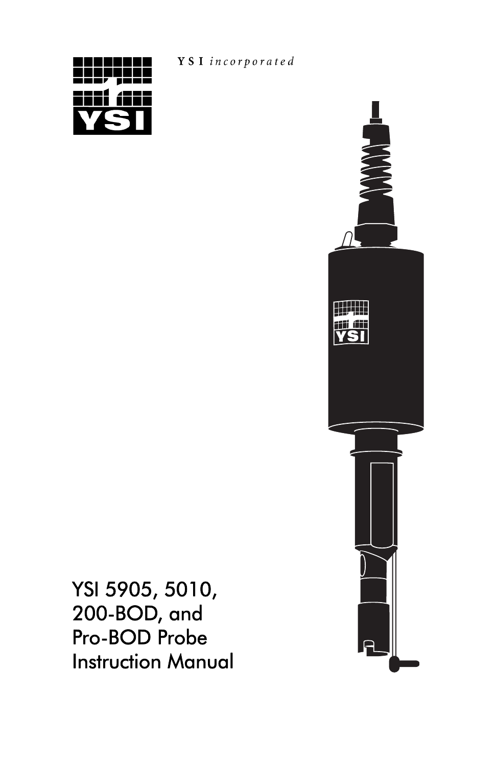YSI *incorporated*

# YSI 5905, 5010, 200-BOD, and Pro-BOD Probe Instruction Manual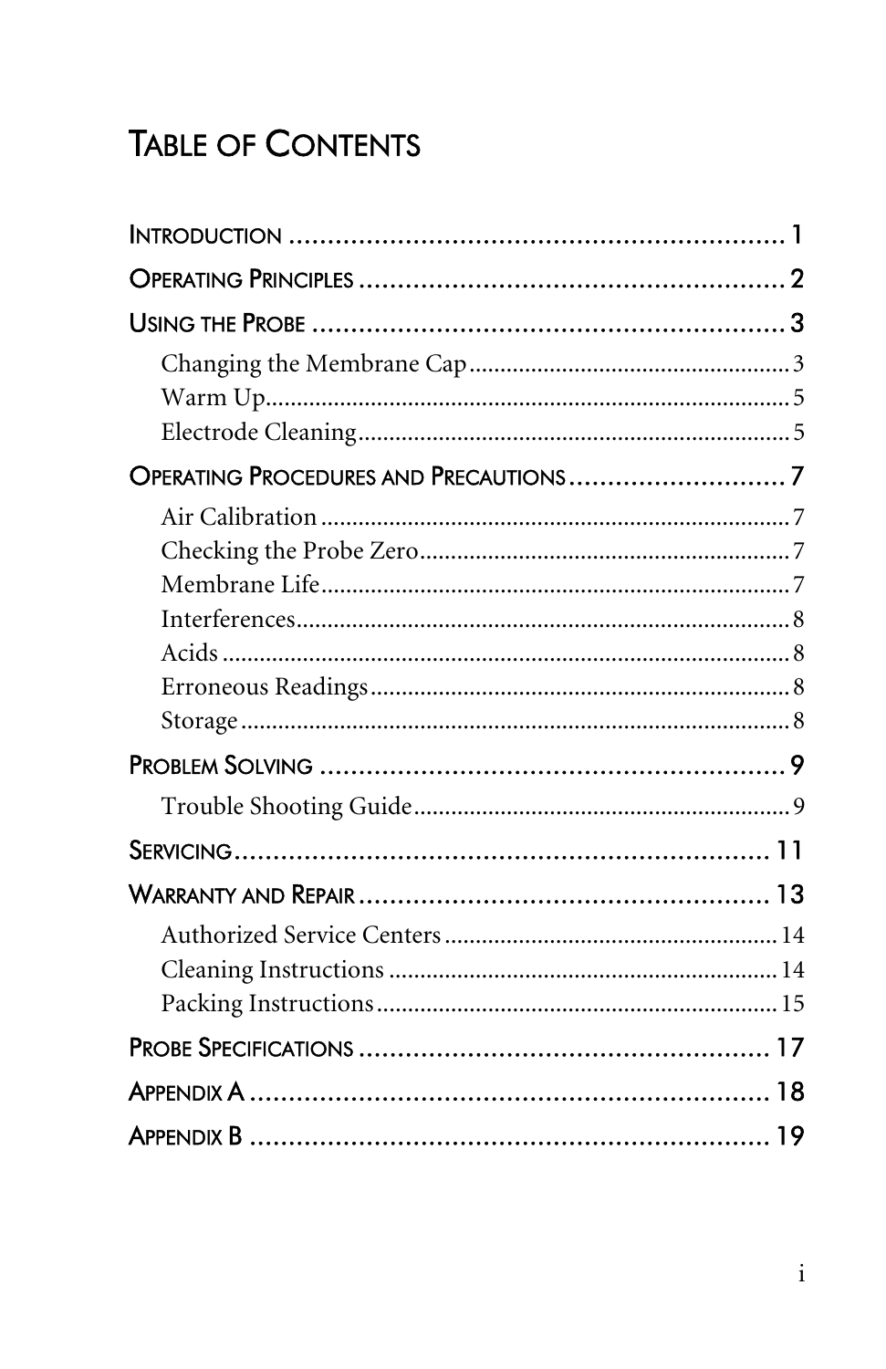# Table of Contents

- Introduction ........ 1
- Operating Principles ........ 2
- Using the Probe ........ 3
  - Changing the Membrane Cap ........ 3
  - Warm Up ........ 5
  - Electrode Cleaning ........ 5
- Operating Procedures and Precautions ........ 7
  - Air Calibration ........ 7
  - Checking the Probe Zero ........ 7
  - Membrane Life ........ 7
  - Interferences ........ 8
  - Acids ........ 8
  - Erroneous Readings ........ 8
  - Storage ........ 8
- Problem Solving ........ 9
  - Trouble Shooting Guide ........ 9
- Servicing ........ 11
- Warranty and Repair ........ 13
  - Authorized Service Centers ........ 14
  - Cleaning Instructions ........ 14
  - Packing Instructions ........ 15
- Probe Specifications ........ 17
- Appendix A ........ 18
- Appendix B ........ 19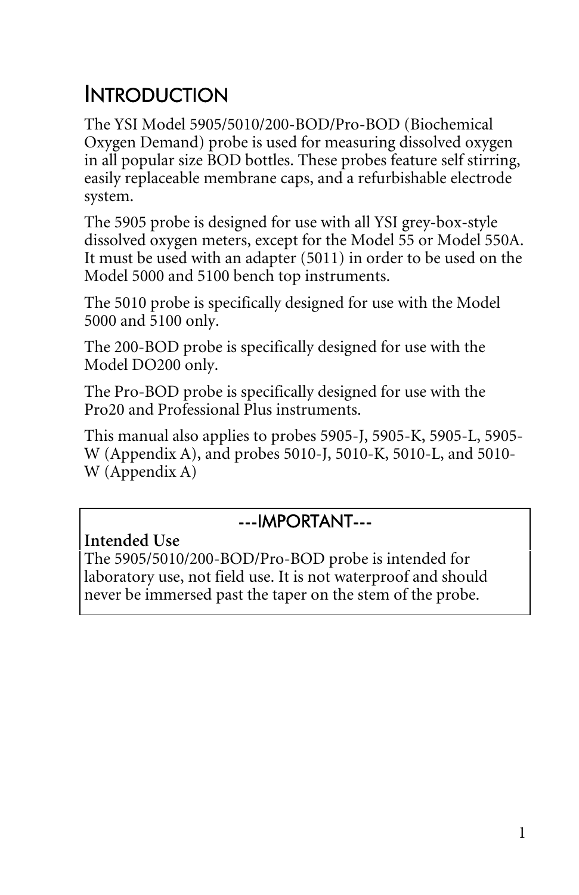# Introduction

The YSI Model 5905/5010/200-BOD/Pro-BOD (Biochemical Oxygen Demand) probe is used for measuring dissolved oxygen in all popular size BOD bottles. These probes feature self stirring, easily replaceable membrane caps, and a refurbishable electrode system.

The 5905 probe is designed for use with all YSI grey-box-style dissolved oxygen meters, except for the Model 55 or Model 550A. It must be used with an adapter (5011) in order to be used on the Model 5000 and 5100 bench top instruments.

The 5010 probe is specifically designed for use with the Model 5000 and 5100 only.

The 200-BOD probe is specifically designed for use with the Model DO200 only.

The Pro-BOD probe is specifically designed for use with the Pro20 and Professional Plus instruments.

This manual also applies to probes 5905-J, 5905-K, 5905-L, 5905-W (Appendix A), and probes 5010-J, 5010-K, 5010-L, and 5010-W (Appendix A)

---IMPORTANT---

**Intended Use**

The 5905/5010/200-BOD/Pro-BOD probe is intended for laboratory use, not field use. It is not waterproof and should never be immersed past the taper on the stem of the probe.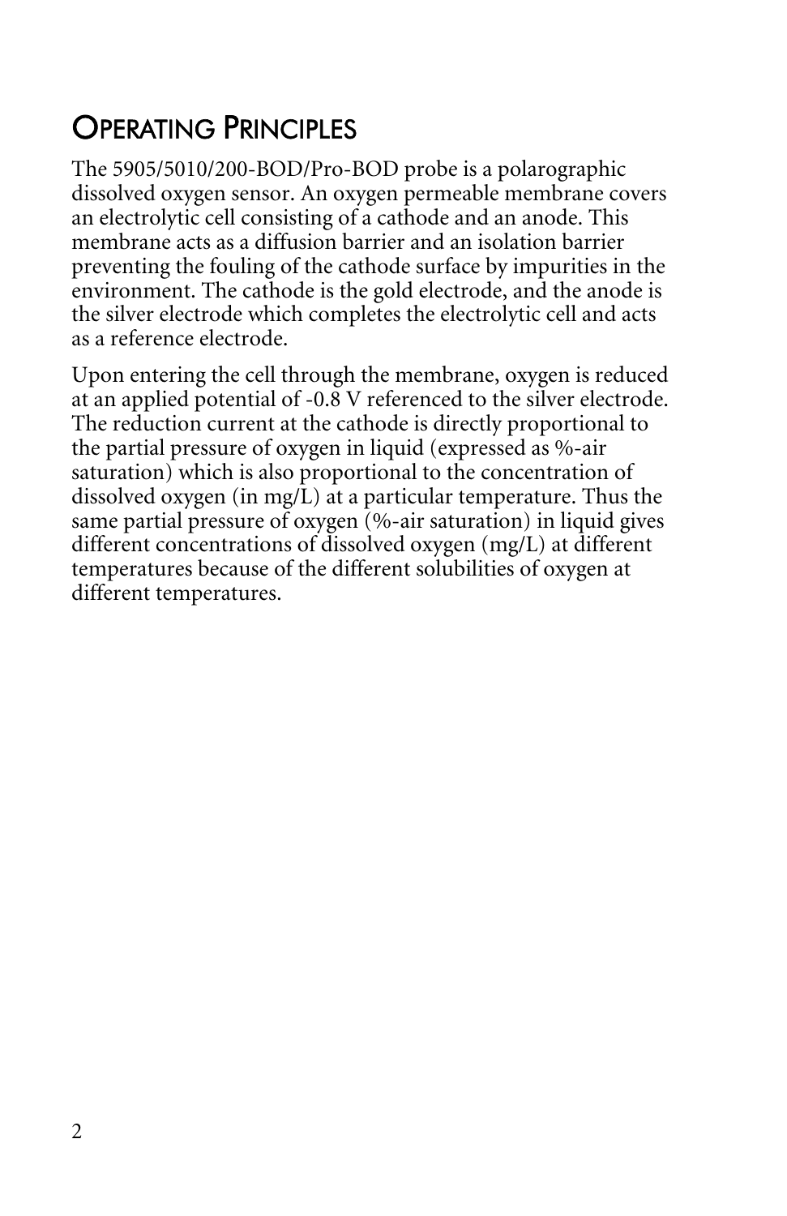# Operating Principles

The 5905/5010/200-BOD/Pro-BOD probe is a polarographic dissolved oxygen sensor. An oxygen permeable membrane covers an electrolytic cell consisting of a cathode and an anode. This membrane acts as a diffusion barrier and an isolation barrier preventing the fouling of the cathode surface by impurities in the environment. The cathode is the gold electrode, and the anode is the silver electrode which completes the electrolytic cell and acts as a reference electrode.

Upon entering the cell through the membrane, oxygen is reduced at an applied potential of -0.8 V referenced to the silver electrode. The reduction current at the cathode is directly proportional to the partial pressure of oxygen in liquid (expressed as %-air saturation) which is also proportional to the concentration of dissolved oxygen (in mg/L) at a particular temperature. Thus the same partial pressure of oxygen (%-air saturation) in liquid gives different concentrations of dissolved oxygen (mg/L) at different temperatures because of the different solubilities of oxygen at different temperatures.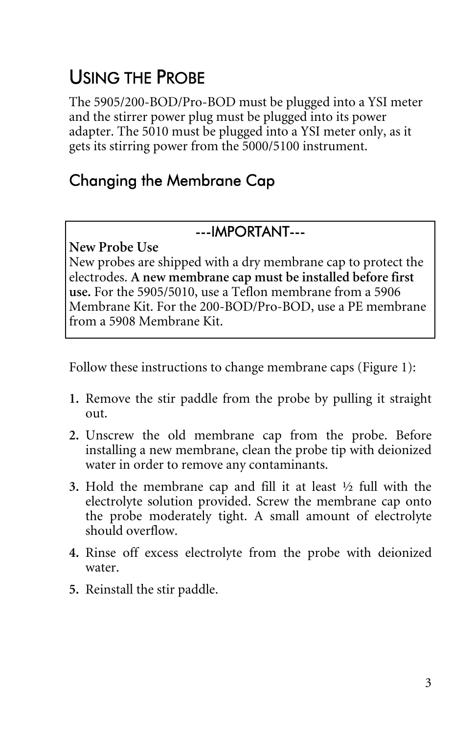# USING THE PROBE

The 5905/200-BOD/Pro-BOD must be plugged into a YSI meter and the stirrer power plug must be plugged into its power adapter. The 5010 must be plugged into a YSI meter only, as it gets its stirring power from the 5000/5100 instrument.

## Changing the Membrane Cap

> ---IMPORTANT---
>
> **New Probe Use**
> New probes are shipped with a dry membrane cap to protect the electrodes. **A new membrane cap must be installed before first use.** For the 5905/5010, use a Teflon membrane from a 5906 Membrane Kit. For the 200-BOD/Pro-BOD, use a PE membrane from a 5908 Membrane Kit.

Follow these instructions to change membrane caps (Figure 1):

1. Remove the stir paddle from the probe by pulling it straight out.
2. Unscrew the old membrane cap from the probe. Before installing a new membrane, clean the probe tip with deionized water in order to remove any contaminants.
3. Hold the membrane cap and fill it at least ½ full with the electrolyte solution provided. Screw the membrane cap onto the probe moderately tight. A small amount of electrolyte should overflow.
4. Rinse off excess electrolyte from the probe with deionized water.
5. Reinstall the stir paddle.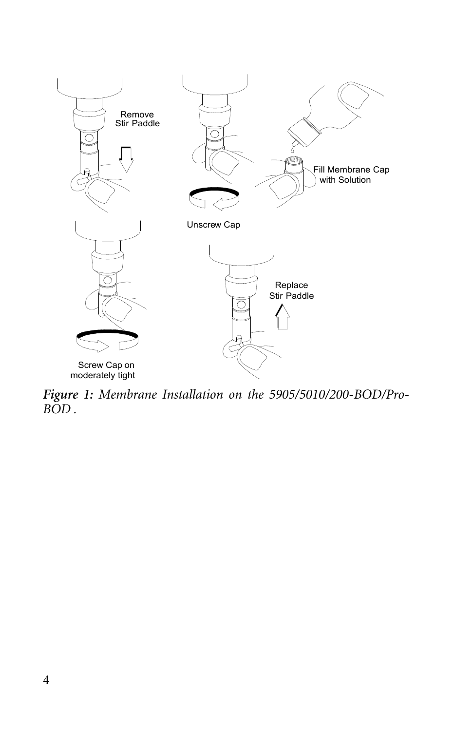Remove Stir Paddle

Unscrew Cap

Fill Membrane Cap with Solution

Screw Cap on moderately tight

Replace Stir Paddle

***Figure 1:*** *Membrane Installation on the 5905/5010/200-BOD/Pro-BOD .*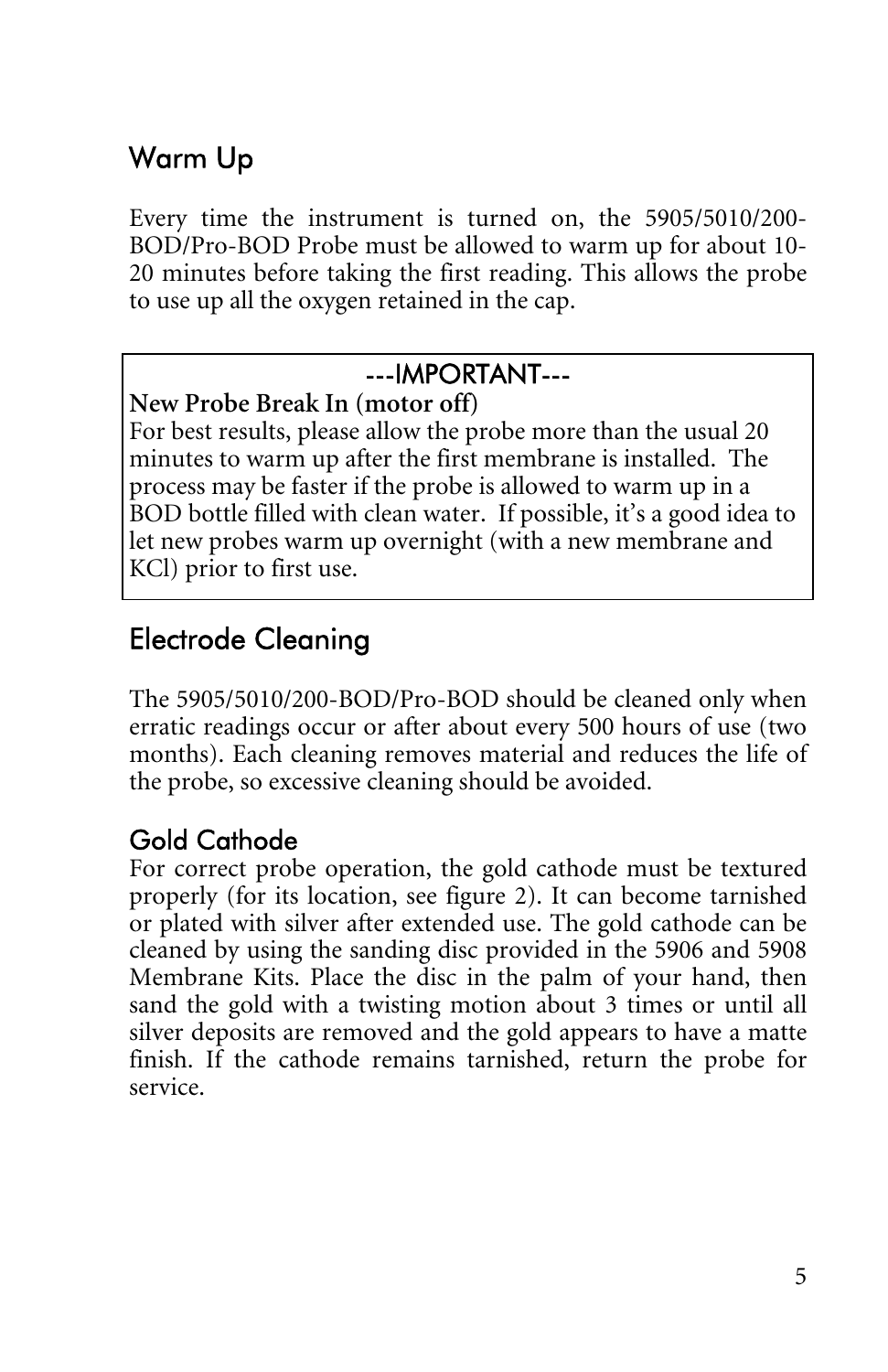## Warm Up

Every time the instrument is turned on, the 5905/5010/200-BOD/Pro-BOD Probe must be allowed to warm up for about 10-20 minutes before taking the first reading. This allows the probe to use up all the oxygen retained in the cap.

---IMPORTANT---

**New Probe Break In (motor off)**
For best results, please allow the probe more than the usual 20 minutes to warm up after the first membrane is installed. The process may be faster if the probe is allowed to warm up in a BOD bottle filled with clean water. If possible, it's a good idea to let new probes warm up overnight (with a new membrane and KCl) prior to first use.

## Electrode Cleaning

The 5905/5010/200-BOD/Pro-BOD should be cleaned only when erratic readings occur or after about every 500 hours of use (two months). Each cleaning removes material and reduces the life of the probe, so excessive cleaning should be avoided.

### Gold Cathode

For correct probe operation, the gold cathode must be textured properly (for its location, see figure 2). It can become tarnished or plated with silver after extended use. The gold cathode can be cleaned by using the sanding disc provided in the 5906 and 5908 Membrane Kits. Place the disc in the palm of your hand, then sand the gold with a twisting motion about 3 times or until all silver deposits are removed and the gold appears to have a matte finish. If the cathode remains tarnished, return the probe for service.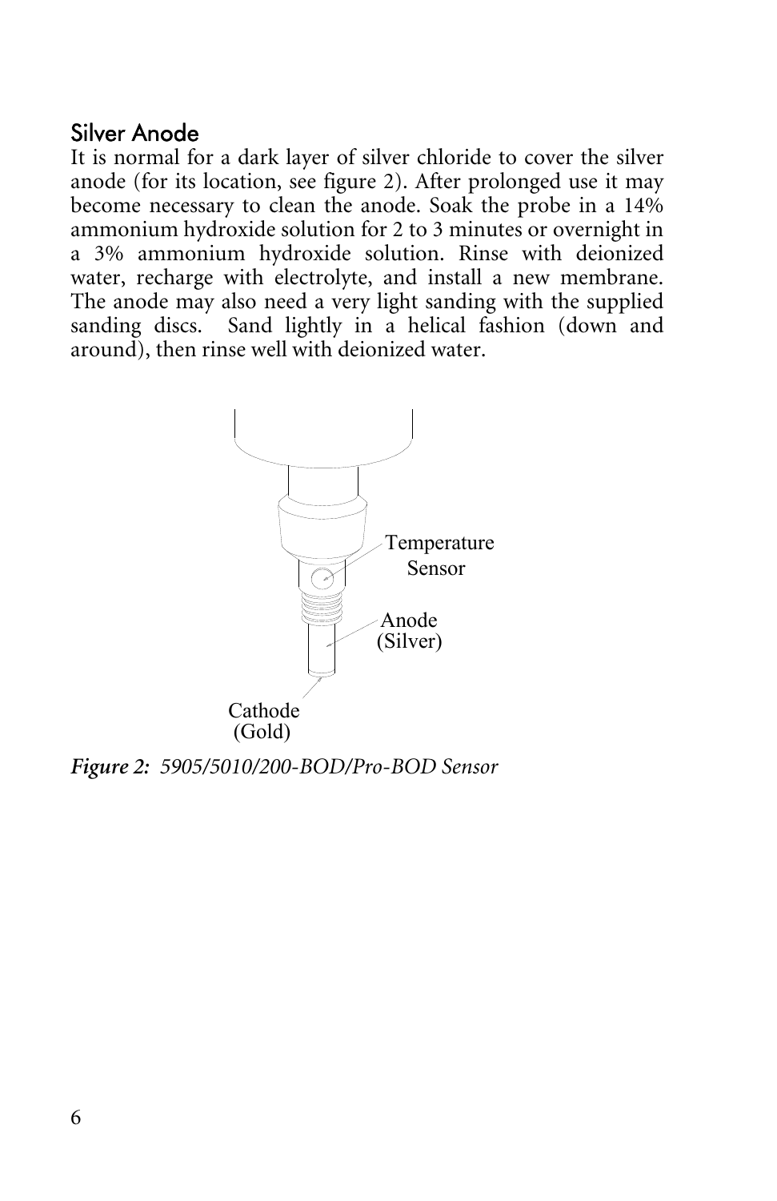## Silver Anode

It is normal for a dark layer of silver chloride to cover the silver anode (for its location, see figure 2). After prolonged use it may become necessary to clean the anode. Soak the probe in a 14% ammonium hydroxide solution for 2 to 3 minutes or overnight in a 3% ammonium hydroxide solution. Rinse with deionized water, recharge with electrolyte, and install a new membrane. The anode may also need a very light sanding with the supplied sanding discs. Sand lightly in a helical fashion (down and around), then rinse well with deionized water.

Temperature Sensor

Anode (Silver)

Cathode (Gold)

***Figure 2:*** *5905/5010/200-BOD/Pro-BOD Sensor*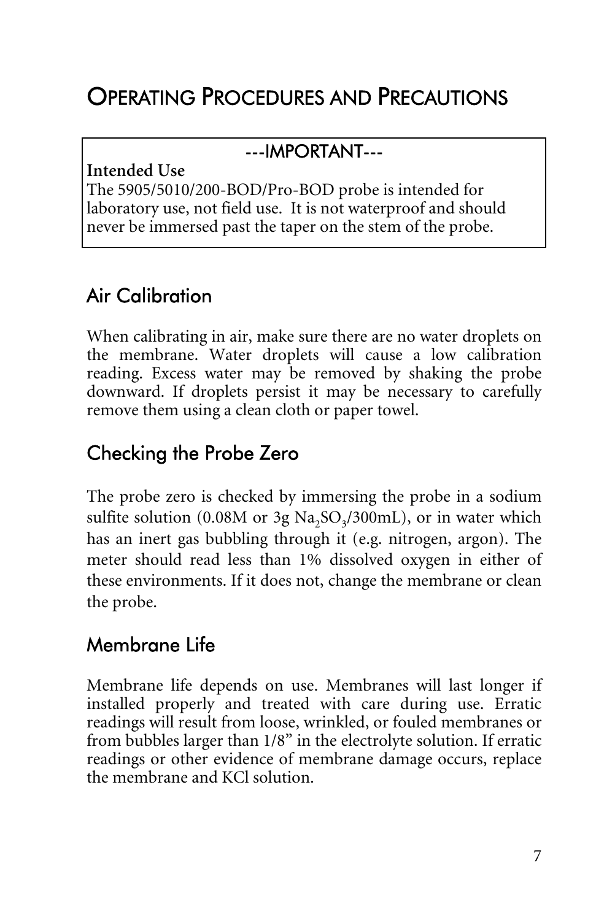# Operating Procedures and Precautions

---IMPORTANT---

**Intended Use**

The 5905/5010/200-BOD/Pro-BOD probe is intended for laboratory use, not field use. It is not waterproof and should never be immersed past the taper on the stem of the probe.

## Air Calibration

When calibrating in air, make sure there are no water droplets on the membrane. Water droplets will cause a low calibration reading. Excess water may be removed by shaking the probe downward. If droplets persist it may be necessary to carefully remove them using a clean cloth or paper towel.

## Checking the Probe Zero

The probe zero is checked by immersing the probe in a sodium sulfite solution (0.08M or 3g $Na_2SO_3$/300mL), or in water which has an inert gas bubbling through it (e.g. nitrogen, argon). The meter should read less than 1% dissolved oxygen in either of these environments. If it does not, change the membrane or clean the probe.

## Membrane Life

Membrane life depends on use. Membranes will last longer if installed properly and treated with care during use. Erratic readings will result from loose, wrinkled, or fouled membranes or from bubbles larger than 1/8" in the electrolyte solution. If erratic readings or other evidence of membrane damage occurs, replace the membrane and KCl solution.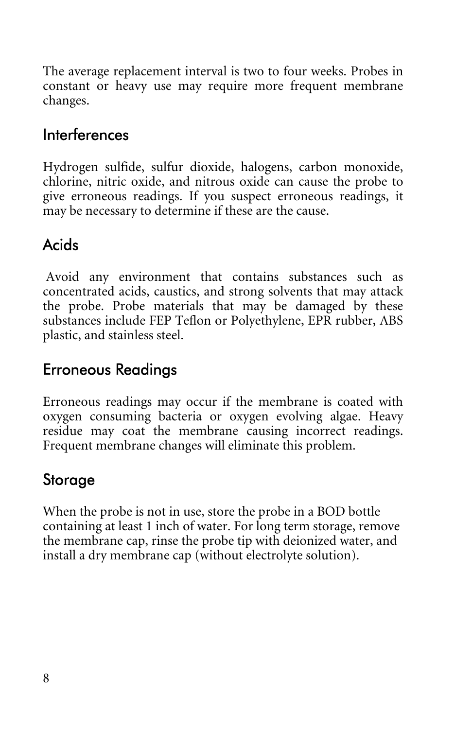The average replacement interval is two to four weeks. Probes in constant or heavy use may require more frequent membrane changes.

## Interferences

Hydrogen sulfide, sulfur dioxide, halogens, carbon monoxide, chlorine, nitric oxide, and nitrous oxide can cause the probe to give erroneous readings. If you suspect erroneous readings, it may be necessary to determine if these are the cause.

## Acids

Avoid any environment that contains substances such as concentrated acids, caustics, and strong solvents that may attack the probe. Probe materials that may be damaged by these substances include FEP Teflon or Polyethylene, EPR rubber, ABS plastic, and stainless steel.

## Erroneous Readings

Erroneous readings may occur if the membrane is coated with oxygen consuming bacteria or oxygen evolving algae. Heavy residue may coat the membrane causing incorrect readings. Frequent membrane changes will eliminate this problem.

## Storage

When the probe is not in use, store the probe in a BOD bottle containing at least 1 inch of water. For long term storage, remove the membrane cap, rinse the probe tip with deionized water, and install a dry membrane cap (without electrolyte solution).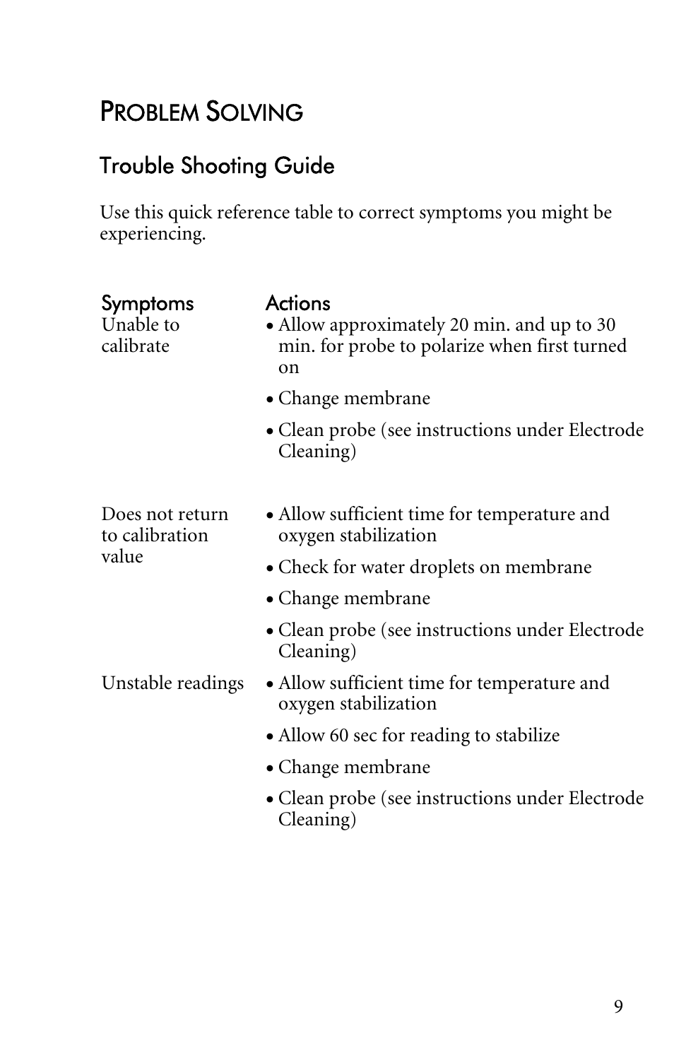# Problem Solving

## Trouble Shooting Guide

Use this quick reference table to correct symptoms you might be experiencing.

| Symptoms | Actions |
| --- | --- |
| Unable to calibrate | • Allow approximately 20 min. and up to 30 min. for probe to polarize when first turned on<br>• Change membrane<br>• Clean probe (see instructions under Electrode Cleaning) |
| Does not return to calibration value | • Allow sufficient time for temperature and oxygen stabilization<br>• Check for water droplets on membrane<br>• Change membrane<br>• Clean probe (see instructions under Electrode Cleaning) |
| Unstable readings | • Allow sufficient time for temperature and oxygen stabilization<br>• Allow 60 sec for reading to stabilize<br>• Change membrane<br>• Clean probe (see instructions under Electrode Cleaning) |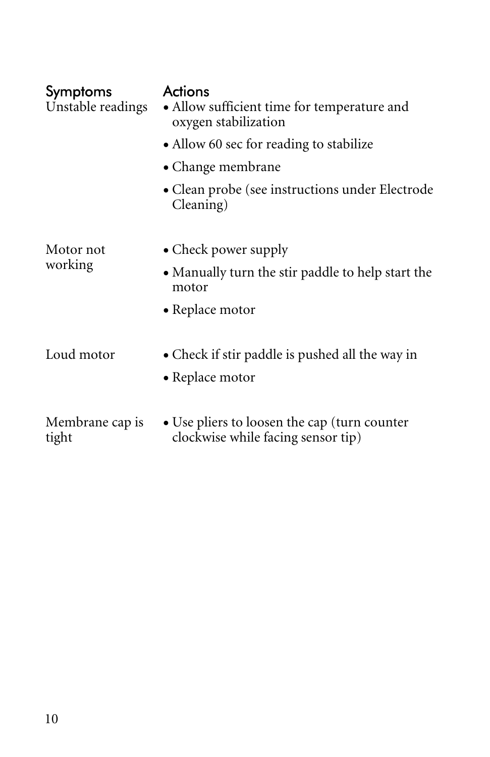| Symptoms | Actions |
| --- | --- |
| Unstable readings | • Allow sufficient time for temperature and oxygen stabilization<br>• Allow 60 sec for reading to stabilize<br>• Change membrane<br>• Clean probe (see instructions under Electrode Cleaning) |
| Motor not working | • Check power supply<br>• Manually turn the stir paddle to help start the motor<br>• Replace motor |
| Loud motor | • Check if stir paddle is pushed all the way in<br>• Replace motor |
| Membrane cap is tight | • Use pliers to loosen the cap (turn counter clockwise while facing sensor tip) |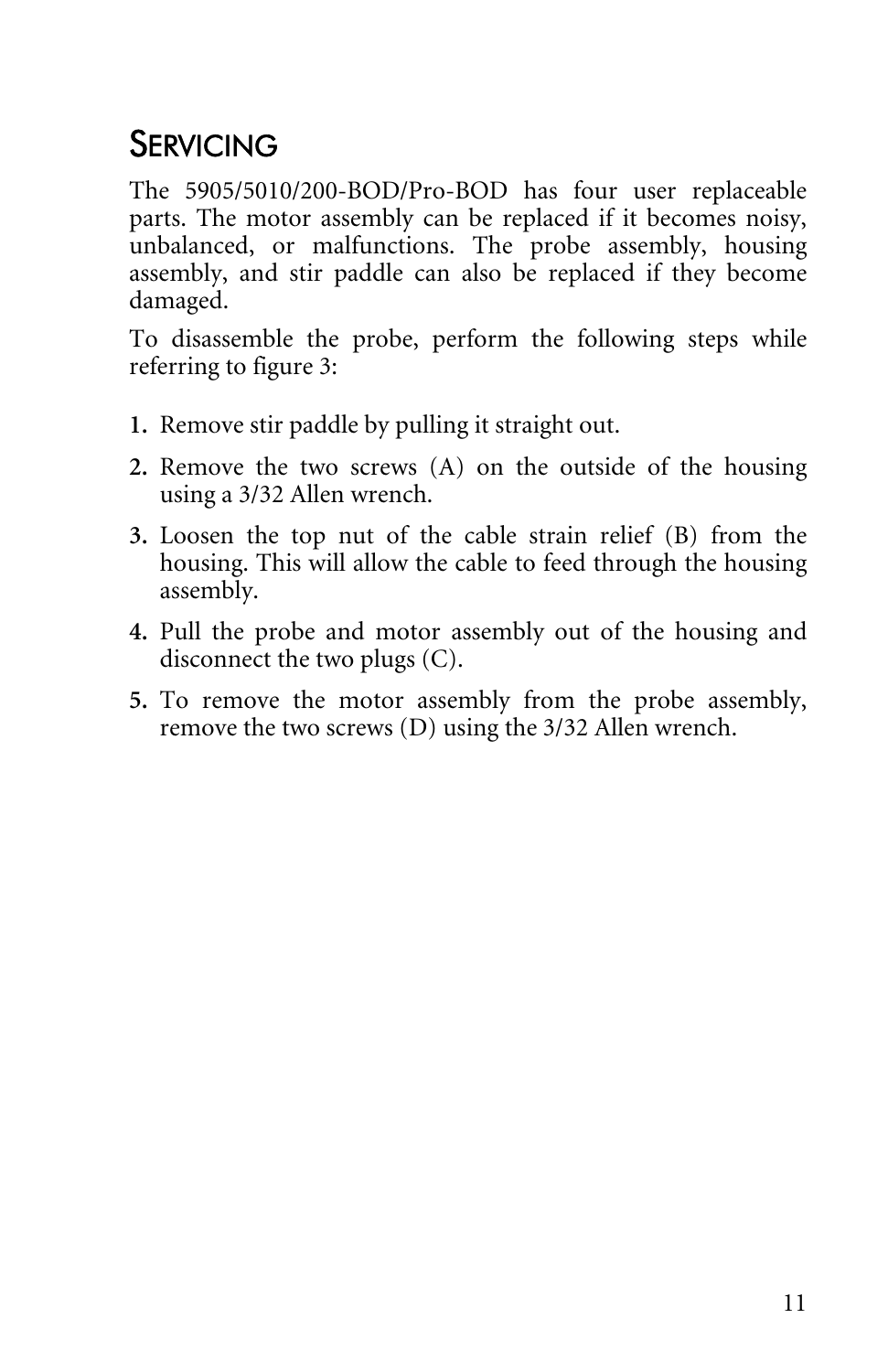## Servicing

The 5905/5010/200-BOD/Pro-BOD has four user replaceable parts. The motor assembly can be replaced if it becomes noisy, unbalanced, or malfunctions. The probe assembly, housing assembly, and stir paddle can also be replaced if they become damaged.

To disassemble the probe, perform the following steps while referring to figure 3:

1. Remove stir paddle by pulling it straight out.
2. Remove the two screws (A) on the outside of the housing using a 3/32 Allen wrench.
3. Loosen the top nut of the cable strain relief (B) from the housing. This will allow the cable to feed through the housing assembly.
4. Pull the probe and motor assembly out of the housing and disconnect the two plugs (C).
5. To remove the motor assembly from the probe assembly, remove the two screws (D) using the 3/32 Allen wrench.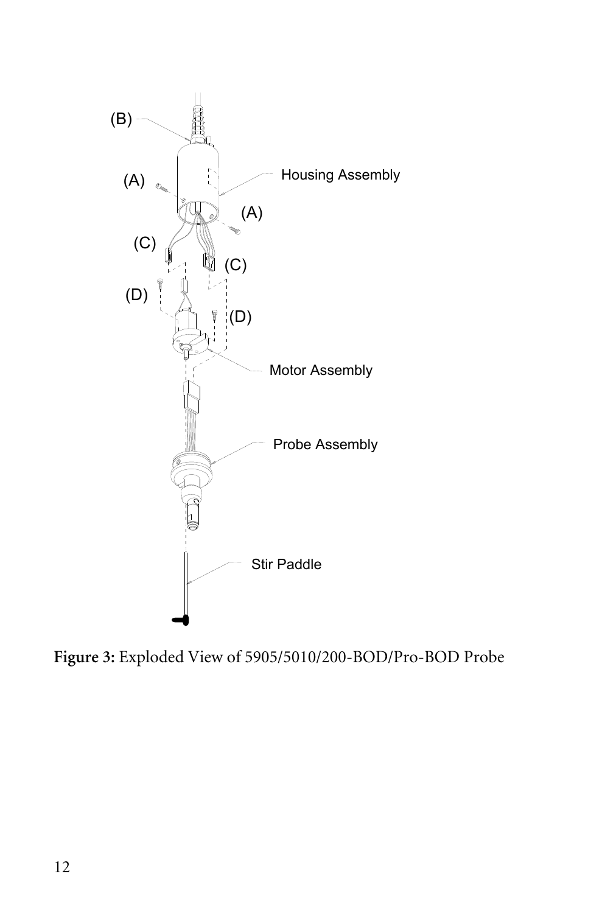**Figure 3:** Exploded View of 5905/5010/200-BOD/Pro-BOD Probe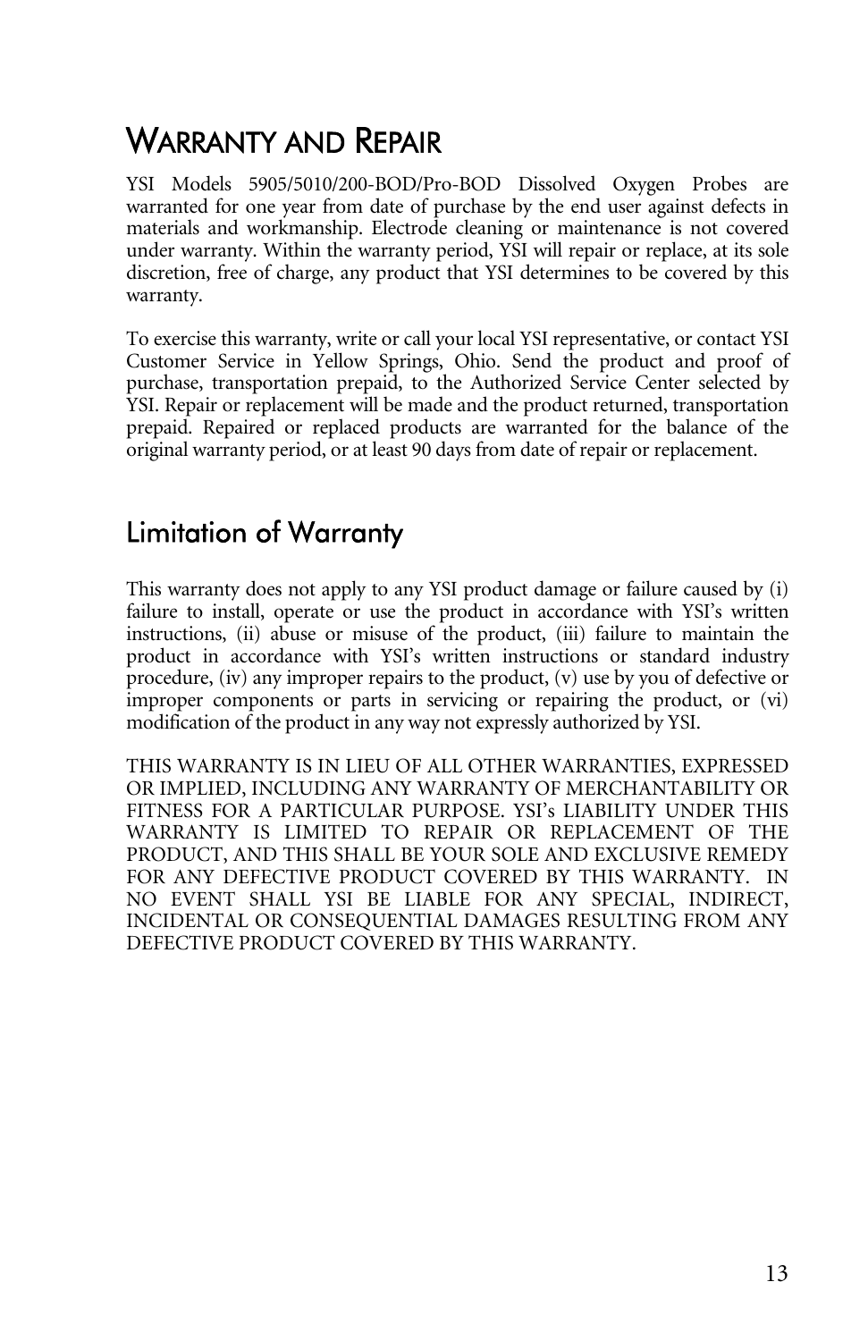# Warranty and Repair

YSI Models 5905/5010/200-BOD/Pro-BOD Dissolved Oxygen Probes are warranted for one year from date of purchase by the end user against defects in materials and workmanship. Electrode cleaning or maintenance is not covered under warranty. Within the warranty period, YSI will repair or replace, at its sole discretion, free of charge, any product that YSI determines to be covered by this warranty.

To exercise this warranty, write or call your local YSI representative, or contact YSI Customer Service in Yellow Springs, Ohio. Send the product and proof of purchase, transportation prepaid, to the Authorized Service Center selected by YSI. Repair or replacement will be made and the product returned, transportation prepaid. Repaired or replaced products are warranted for the balance of the original warranty period, or at least 90 days from date of repair or replacement.

## Limitation of Warranty

This warranty does not apply to any YSI product damage or failure caused by (i) failure to install, operate or use the product in accordance with YSI's written instructions, (ii) abuse or misuse of the product, (iii) failure to maintain the product in accordance with YSI's written instructions or standard industry procedure, (iv) any improper repairs to the product, (v) use by you of defective or improper components or parts in servicing or repairing the product, or (vi) modification of the product in any way not expressly authorized by YSI.

THIS WARRANTY IS IN LIEU OF ALL OTHER WARRANTIES, EXPRESSED OR IMPLIED, INCLUDING ANY WARRANTY OF MERCHANTABILITY OR FITNESS FOR A PARTICULAR PURPOSE. YSI's LIABILITY UNDER THIS WARRANTY IS LIMITED TO REPAIR OR REPLACEMENT OF THE PRODUCT, AND THIS SHALL BE YOUR SOLE AND EXCLUSIVE REMEDY FOR ANY DEFECTIVE PRODUCT COVERED BY THIS WARRANTY. IN NO EVENT SHALL YSI BE LIABLE FOR ANY SPECIAL, INDIRECT, INCIDENTAL OR CONSEQUENTIAL DAMAGES RESULTING FROM ANY DEFECTIVE PRODUCT COVERED BY THIS WARRANTY.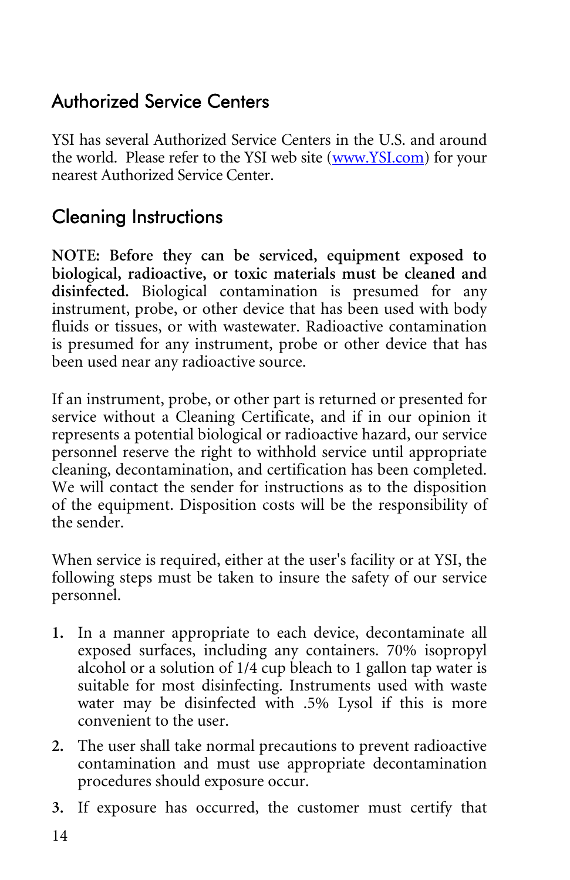## Authorized Service Centers

YSI has several Authorized Service Centers in the U.S. and around the world. Please refer to the YSI web site ([www.YSI.com](http://www.YSI.com)) for your nearest Authorized Service Center.

## Cleaning Instructions

**NOTE: Before they can be serviced, equipment exposed to biological, radioactive, or toxic materials must be cleaned and disinfected.** Biological contamination is presumed for any instrument, probe, or other device that has been used with body fluids or tissues, or with wastewater. Radioactive contamination is presumed for any instrument, probe or other device that has been used near any radioactive source.

If an instrument, probe, or other part is returned or presented for service without a Cleaning Certificate, and if in our opinion it represents a potential biological or radioactive hazard, our service personnel reserve the right to withhold service until appropriate cleaning, decontamination, and certification has been completed. We will contact the sender for instructions as to the disposition of the equipment. Disposition costs will be the responsibility of the sender.

When service is required, either at the user's facility or at YSI, the following steps must be taken to insure the safety of our service personnel.

1. In a manner appropriate to each device, decontaminate all exposed surfaces, including any containers. 70% isopropyl alcohol or a solution of 1/4 cup bleach to 1 gallon tap water is suitable for most disinfecting. Instruments used with waste water may be disinfected with .5% Lysol if this is more convenient to the user.
2. The user shall take normal precautions to prevent radioactive contamination and must use appropriate decontamination procedures should exposure occur.
3. If exposure has occurred, the customer must certify that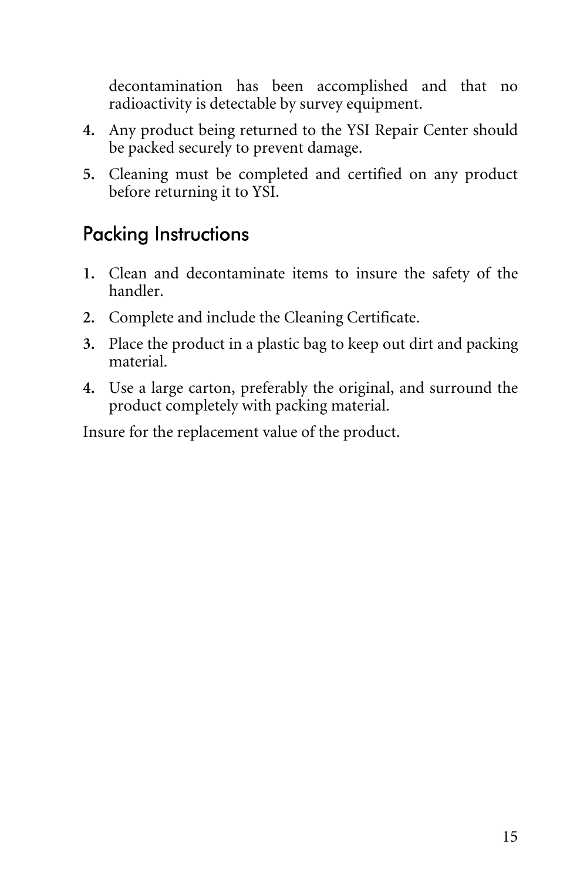decontamination has been accomplished and that no radioactivity is detectable by survey equipment.

4. Any product being returned to the YSI Repair Center should be packed securely to prevent damage.
5. Cleaning must be completed and certified on any product before returning it to YSI.

## Packing Instructions

1. Clean and decontaminate items to insure the safety of the handler.
2. Complete and include the Cleaning Certificate.
3. Place the product in a plastic bag to keep out dirt and packing material.
4. Use a large carton, preferably the original, and surround the product completely with packing material.

Insure for the replacement value of the product.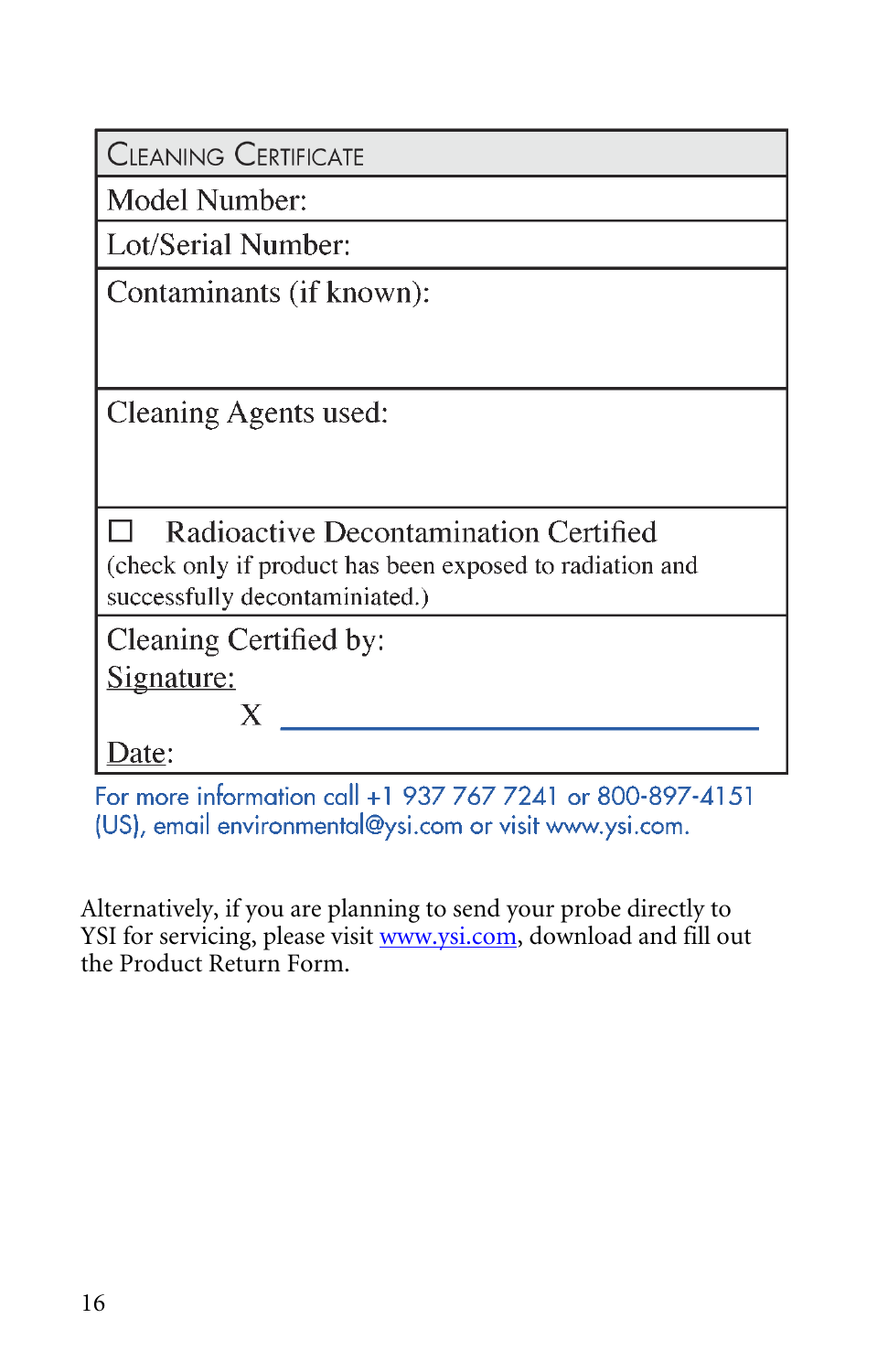| Cleaning Certificate |
| --- |
| Model Number: |
| Lot/Serial Number: |
| Contaminants (if known): |
| Cleaning Agents used: |
| ☐ Radioactive Decontamination Certified<br>(check only if product has been exposed to radiation and successfully decontaminated.) |
| Cleaning Certified by:<br>Signature:<br>X ______________________________<br>Date: |

For more information call +1 937 767 7241 or 800-897-4151 (US), email environmental@ysi.com or visit www.ysi.com.

Alternatively, if you are planning to send your probe directly to YSI for servicing, please visit [www.ysi.com](http://www.ysi.com), download and fill out the Product Return Form.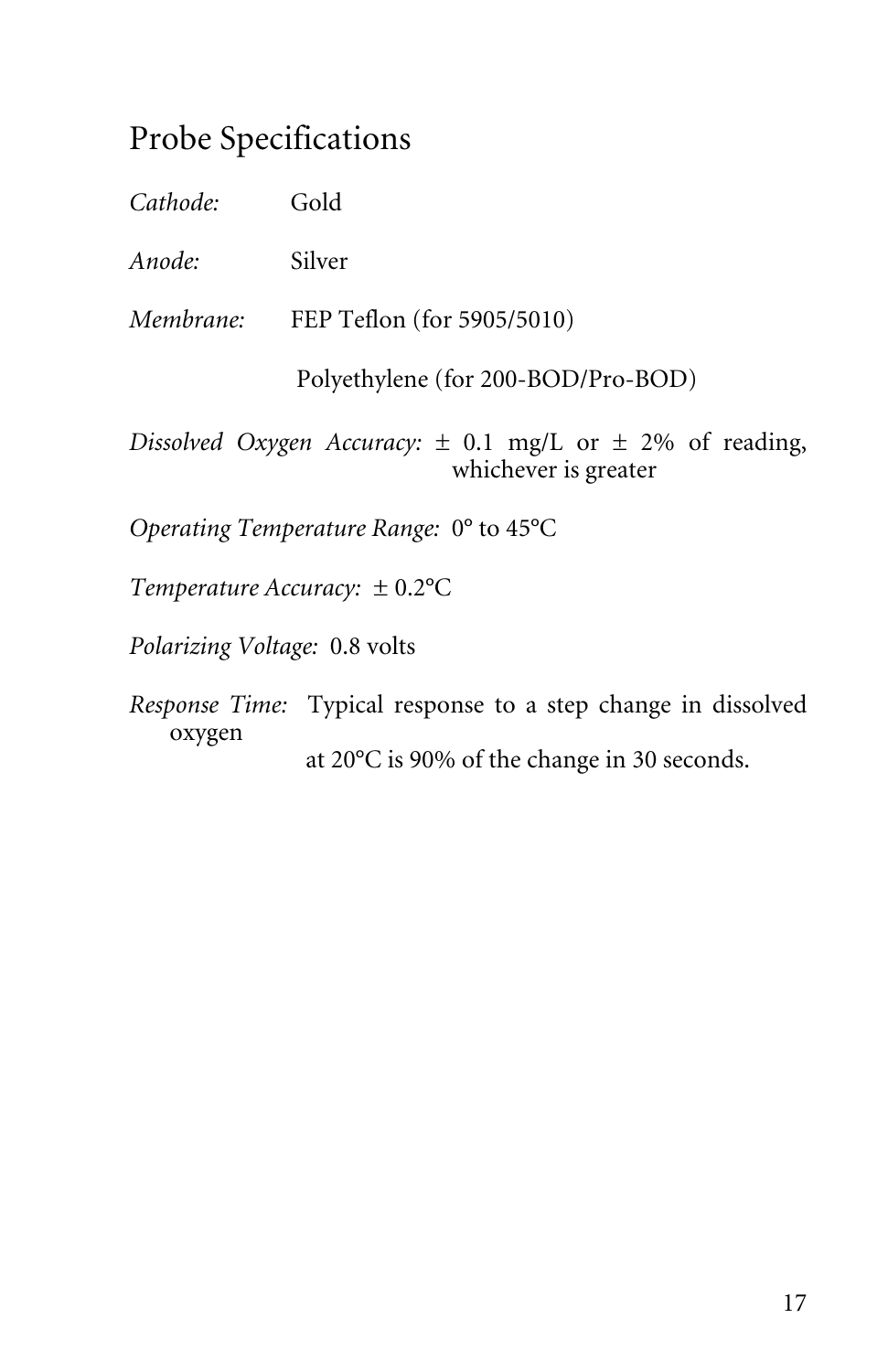## Probe Specifications

*Cathode:* Gold

*Anode:* Silver

*Membrane:* FEP Teflon (for 5905/5010)

Polyethylene (for 200-BOD/Pro-BOD)

*Dissolved Oxygen Accuracy:* ± 0.1 mg/L or ± 2% of reading, whichever is greater

*Operating Temperature Range:* 0° to 45°C

*Temperature Accuracy:* ± 0.2°C

*Polarizing Voltage:* 0.8 volts

*Response Time:* Typical response to a step change in dissolved oxygen at 20°C is 90% of the change in 30 seconds.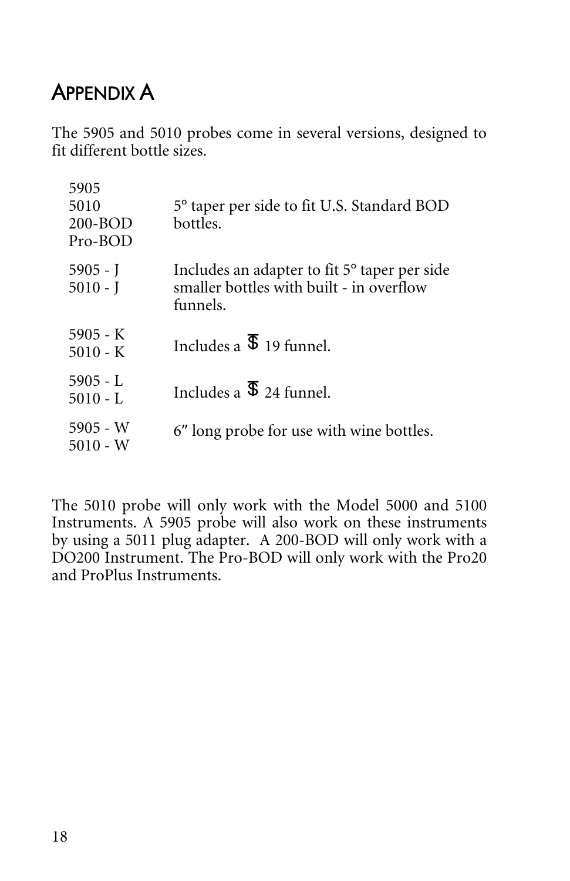# Appendix A

The 5905 and 5010 probes come in several versions, designed to fit different bottle sizes.

| | |
|---|---|
| 5905<br>5010<br>200-BOD<br>Pro-BOD | 5° taper per side to fit U.S. Standard BOD bottles. |
| 5905 - J<br>5010 - J | Includes an adapter to fit 5° taper per side smaller bottles with built - in overflow funnels. |
| 5905 - K<br>5010 - K | Includes a $ 19 funnel. |
| 5905 - L<br>5010 - L | Includes a $ 24 funnel. |
| 5905 - W<br>5010 - W | 6″ long probe for use with wine bottles. |

The 5010 probe will only work with the Model 5000 and 5100 Instruments. A 5905 probe will also work on these instruments by using a 5011 plug adapter. A 200-BOD will only work with a DO200 Instrument. The Pro-BOD will only work with the Pro20 and ProPlus Instruments.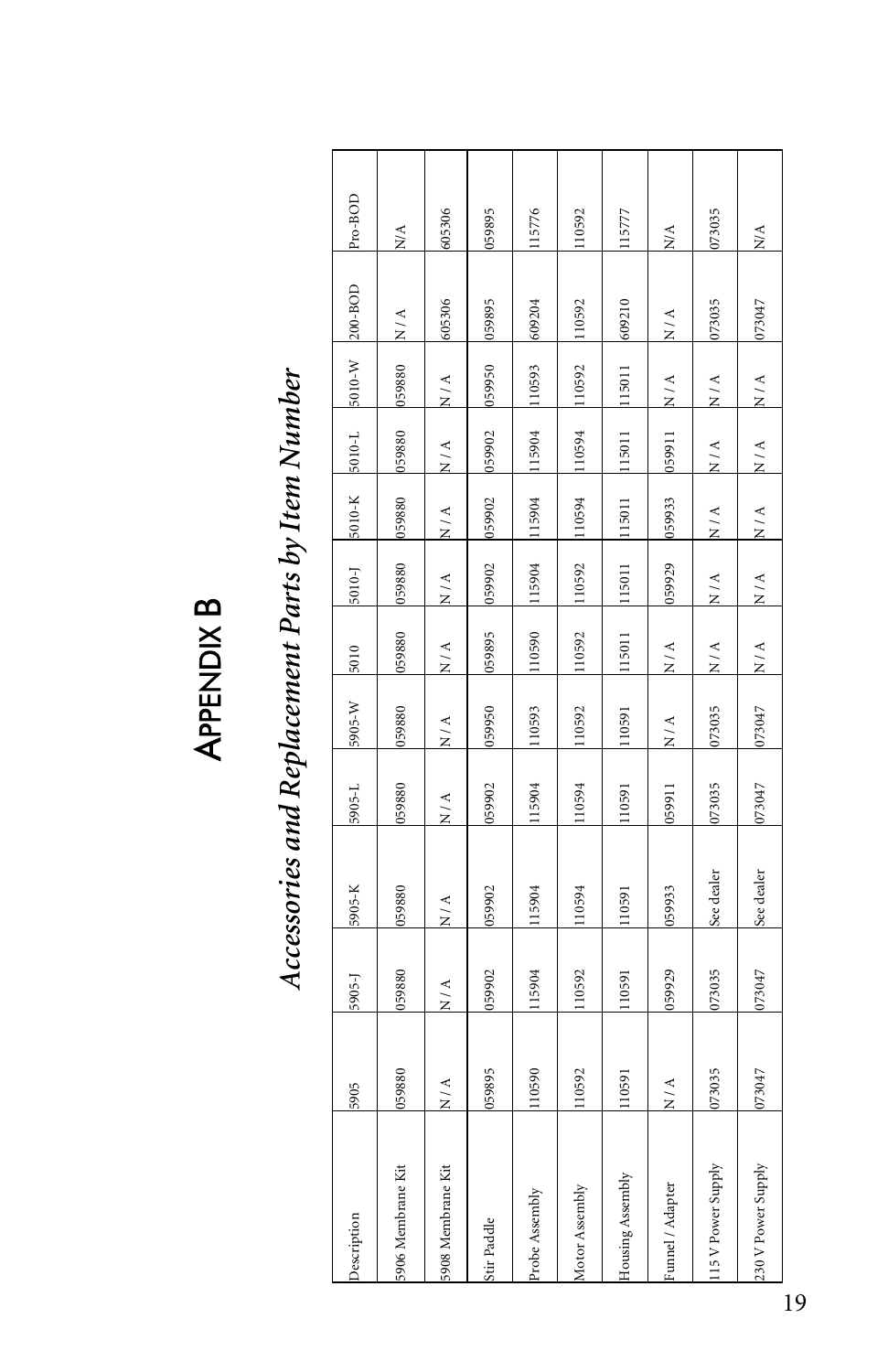# Appendix B

## *Accessories and Replacement Parts by Item Number*

| Description | 5905 | 5905-J | 5905-K | 5905-L | 5905-W | 5010 | 5010-J | 5010-K | 5010-L | 5010-W | 200-BOD | Pro-BOD |
|---|---|---|---|---|---|---|---|---|---|---|---|---|
| 5906 Membrane Kit | 059880 | 059880 | 059880 | 059880 | 059880 | 059880 | 059880 | 059880 | 059880 | 059880 | N / A | N/A |
| 5908 Membrane Kit | N / A | N / A | N / A | N / A | N / A | N / A | N / A | N / A | N / A | N / A | 605306 | 605306 |
| Stir Paddle | 059895 | 059902 | 059902 | 059902 | 059950 | 059895 | 059902 | 059902 | 059902 | 059950 | 059895 | 059895 |
| Probe Assembly | 110590 | 115904 | 115904 | 115904 | 110593 | 110590 | 115904 | 115904 | 115904 | 110593 | 609204 | 115776 |
| Motor Assembly | 110592 | 110592 | 110594 | 110594 | 110592 | 110592 | 110592 | 110594 | 110594 | 110592 | 110592 | 110592 |
| Housing Assembly | 110591 | 110591 | 110591 | 110591 | 110591 | 115011 | 115011 | 115011 | 115011 | 115011 | 609210 | 115777 |
| Funnel / Adapter | N / A | 059929 | 059933 | 059911 | N / A | N / A | 059929 | 059933 | 059911 | N / A | N / A | N/A |
| 115 V Power Supply | 073035 | 073035 | See dealer | 073035 | 073035 | N / A | N / A | N / A | N / A | N / A | 073035 | 073035 |
| 230 V Power Supply | 073047 | 073047 | See dealer | 073047 | 073047 | N / A | N / A | N / A | N / A | N / A | 073047 | N/A |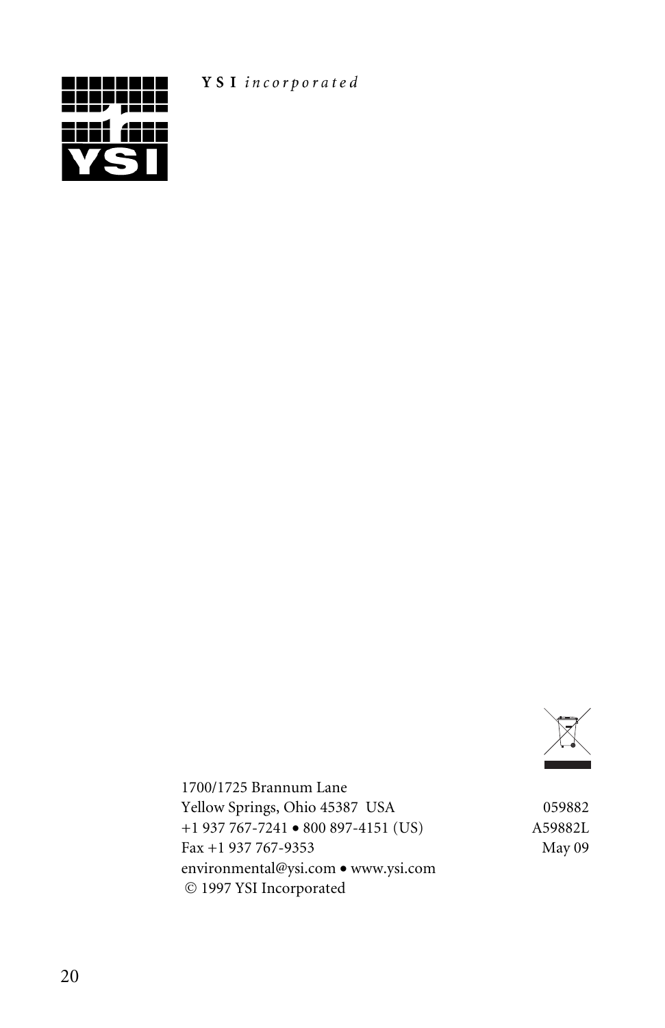**Y S I** *i n c o r p o r a t e d*

1700/1725 Brannum Lane
Yellow Springs, Ohio 45387 USA
+1 937 767-7241 • 800 897-4151 (US)
Fax +1 937 767-9353
environmental@ysi.com • www.ysi.com
© 1997 YSI Incorporated

059882
A59882L
May 09